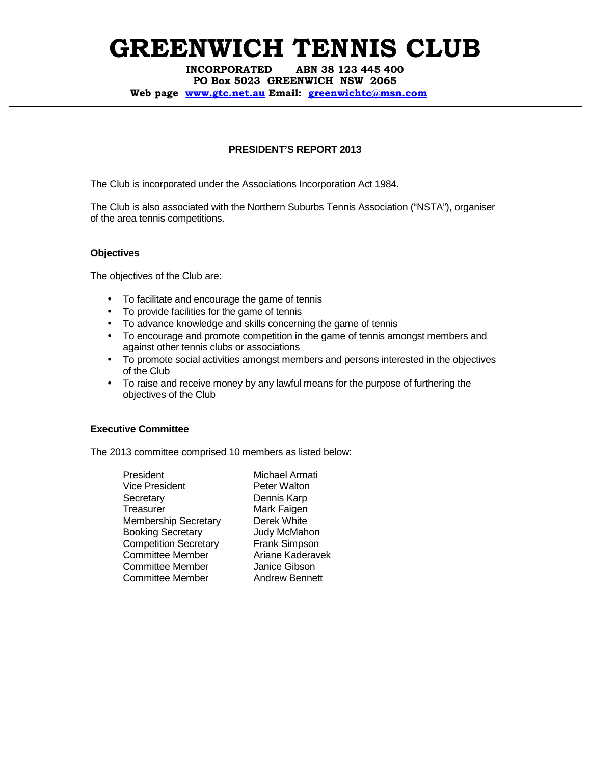# GREENWICH TENNIS CLUB

**INCORPORATED ABN 38 123 445 400**
**PO Box 5023 GREENWICH NSW 2065**
**Web page [www.gtc.net.au](http://www.gtc.net.au) Email: [greenwichtc@msn.com](mailto:greenwichtc@msn.com)**

---

## PRESIDENT'S REPORT 2013

The Club is incorporated under the Associations Incorporation Act 1984.

The Club is also associated with the Northern Suburbs Tennis Association ("NSTA"), organiser of the area tennis competitions.

### Objectives

The objectives of the Club are:

- To facilitate and encourage the game of tennis
- To provide facilities for the game of tennis
- To advance knowledge and skills concerning the game of tennis
- To encourage and promote competition in the game of tennis amongst members and against other tennis clubs or associations
- To promote social activities amongst members and persons interested in the objectives of the Club
- To raise and receive money by any lawful means for the purpose of furthering the objectives of the Club

### Executive Committee

The 2013 committee comprised 10 members as listed below:

| | |
|---|---|
| President | Michael Armati |
| Vice President | Peter Walton |
| Secretary | Dennis Karp |
| Treasurer | Mark Faigen |
| Membership Secretary | Derek White |
| Booking Secretary | Judy McMahon |
| Competition Secretary | Frank Simpson |
| Committee Member | Ariane Kaderavek |
| Committee Member | Janice Gibson |
| Committee Member | Andrew Bennett |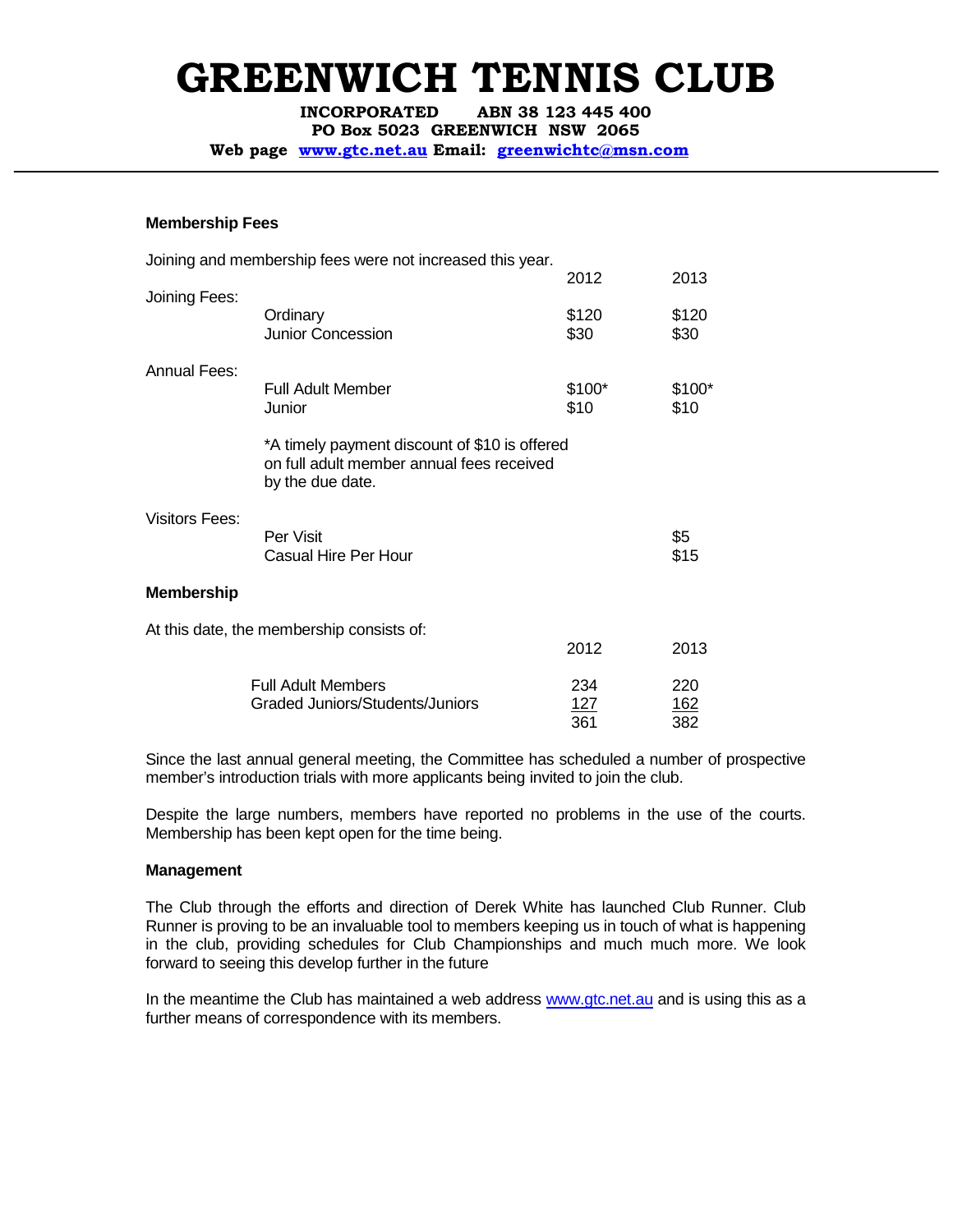# GREENWICH TENNIS CLUB

**INCORPORATED ABN 38 123 445 400**
**PO Box 5023 GREENWICH NSW 2065**
**Web page www.gtc.net.au Email: greenwichtc@msn.com**

---

### Membership Fees

Joining and membership fees were not increased this year.

| | | 2012 | 2013 |
|---|---|---|---|
| Joining Fees: | Ordinary | $120 | $120 |
| | Junior Concession | $30 | $30 |
| Annual Fees: | Full Adult Member | $100* | $100* |
| | Junior | $10 | $10 |

*A timely payment discount of $10 is offered on full adult member annual fees received by the due date.

| | | | |
|---|---|---|---|
| Visitors Fees: | Per Visit | | $5 |
| | Casual Hire Per Hour | | $15 |

### Membership

At this date, the membership consists of:

| | 2012 | 2013 |
|---|---|---|
| Full Adult Members | 234 | 220 |
| Graded Juniors/Students/Juniors | 127 | 162 |
| | 361 | 382 |

Since the last annual general meeting, the Committee has scheduled a number of prospective member's introduction trials with more applicants being invited to join the club.

Despite the large numbers, members have reported no problems in the use of the courts. Membership has been kept open for the time being.

### Management

The Club through the efforts and direction of Derek White has launched Club Runner. Club Runner is proving to be an invaluable tool to members keeping us in touch of what is happening in the club, providing schedules for Club Championships and much much more. We look forward to seeing this develop further in the future

In the meantime the Club has maintained a web address www.gtc.net.au and is using this as a further means of correspondence with its members.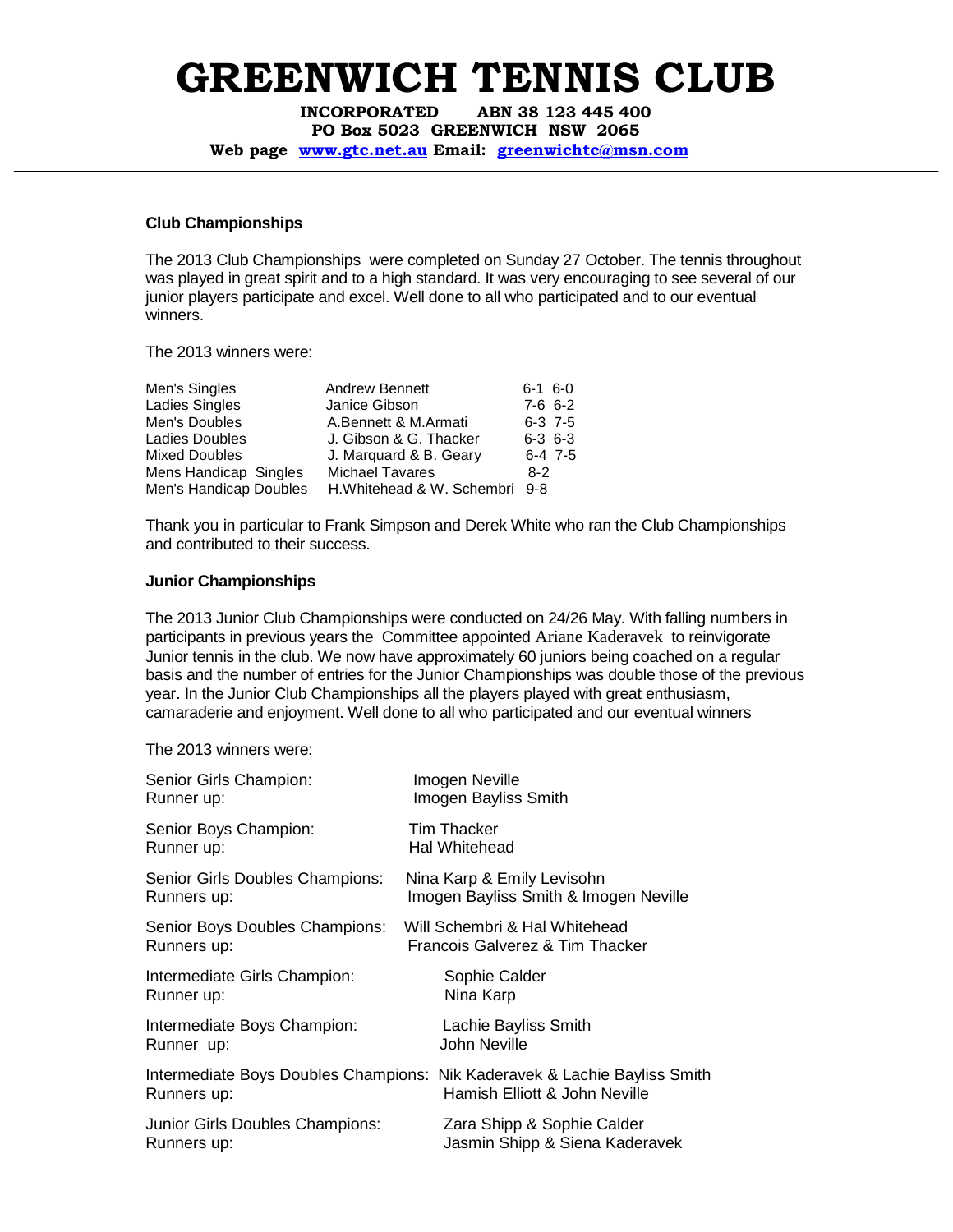# GREENWICH TENNIS CLUB

**INCORPORATED ABN 38 123 445 400**
**PO Box 5023 GREENWICH NSW 2065**
**Web page [www.gtc.net.au](http://www.gtc.net.au) Email: [greenwichtc@msn.com](mailto:greenwichtc@msn.com)**

---

### Club Championships

The 2013 Club Championships were completed on Sunday 27 October. The tennis throughout was played in great spirit and to a high standard. It was very encouraging to see several of our junior players participate and excel. Well done to all who participated and to our eventual winners.

The 2013 winners were:

| Event | Winner(s) | Score |
|---|---|---|
| Men's Singles | Andrew Bennett | 6-1 6-0 |
| Ladies Singles | Janice Gibson | 7-6 6-2 |
| Men's Doubles | A.Bennett & M.Armati | 6-3 7-5 |
| Ladies Doubles | J. Gibson & G. Thacker | 6-3 6-3 |
| Mixed Doubles | J. Marquard & B. Geary | 6-4 7-5 |
| Mens Handicap Singles | Michael Tavares | 8-2 |
| Men's Handicap Doubles | H.Whitehead & W. Schembri | 9-8 |

Thank you in particular to Frank Simpson and Derek White who ran the Club Championships and contributed to their success.

### Junior Championships

The 2013 Junior Club Championships were conducted on 24/26 May. With falling numbers in participants in previous years the Committee appointed Ariane Kaderavek to reinvigorate Junior tennis in the club. We now have approximately 60 juniors being coached on a regular basis and the number of entries for the Junior Championships was double those of the previous year. In the Junior Club Championships all the players played with great enthusiasm, camaraderie and enjoyment. Well done to all who participated and our eventual winners

The 2013 winners were:

Senior Girls Champion: Imogen Neville
Runner up: Imogen Bayliss Smith

Senior Boys Champion: Tim Thacker
Runner up: Hal Whitehead

Senior Girls Doubles Champions: Nina Karp & Emily Levisohn
Runners up: Imogen Bayliss Smith & Imogen Neville

Senior Boys Doubles Champions: Will Schembri & Hal Whitehead
Runners up: Francois Galverez & Tim Thacker

Intermediate Girls Champion: Sophie Calder
Runner up: Nina Karp

Intermediate Boys Champion: Lachie Bayliss Smith
Runner up: John Neville

Intermediate Boys Doubles Champions: Nik Kaderavek & Lachie Bayliss Smith
Runners up: Hamish Elliott & John Neville

Junior Girls Doubles Champions: Zara Shipp & Sophie Calder
Runners up: Jasmin Shipp & Siena Kaderavek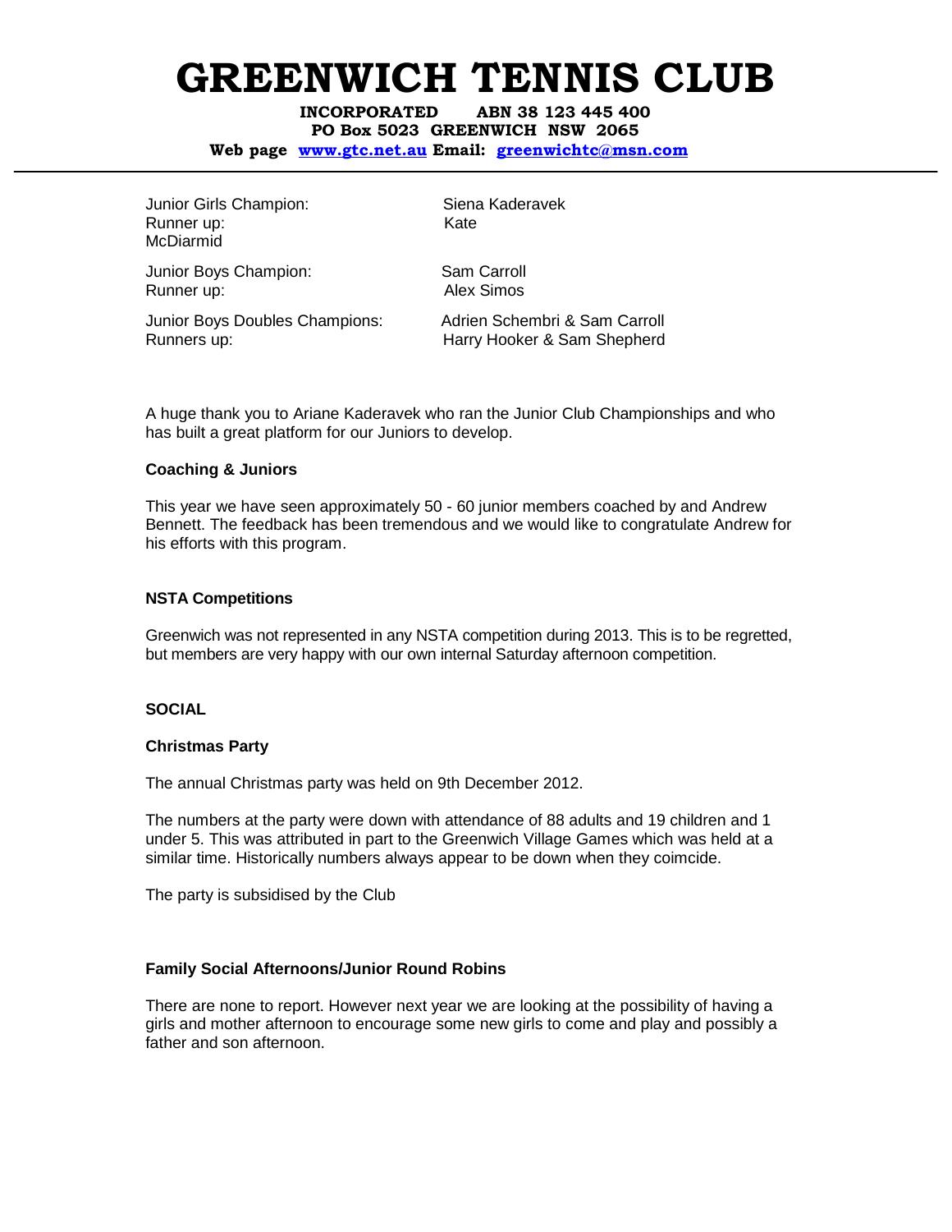# GREENWICH TENNIS CLUB

**INCORPORATED ABN 38 123 445 400**
**PO Box 5023 GREENWICH NSW 2065**
**Web page www.gtc.net.au Email: greenwichtc@msn.com**

---

Junior Girls Champion: Siena Kaderavek
Runner up: Kate McDiarmid

Junior Boys Champion: Sam Carroll
Runner up: Alex Simos

Junior Boys Doubles Champions: Adrien Schembri & Sam Carroll
Runners up: Harry Hooker & Sam Shepherd

A huge thank you to Ariane Kaderavek who ran the Junior Club Championships and who has built a great platform for our Juniors to develop.

**Coaching & Juniors**

This year we have seen approximately 50 - 60 junior members coached by and Andrew Bennett. The feedback has been tremendous and we would like to congratulate Andrew for his efforts with this program.

**NSTA Competitions**

Greenwich was not represented in any NSTA competition during 2013. This is to be regretted, but members are very happy with our own internal Saturday afternoon competition.

**SOCIAL**

**Christmas Party**

The annual Christmas party was held on 9th December 2012.

The numbers at the party were down with attendance of 88 adults and 19 children and 1 under 5. This was attributed in part to the Greenwich Village Games which was held at a similar time. Historically numbers always appear to be down when they coimcide.

The party is subsidised by the Club

**Family Social Afternoons/Junior Round Robins**

There are none to report. However next year we are looking at the possibility of having a girls and mother afternoon to encourage some new girls to come and play and possibly a father and son afternoon.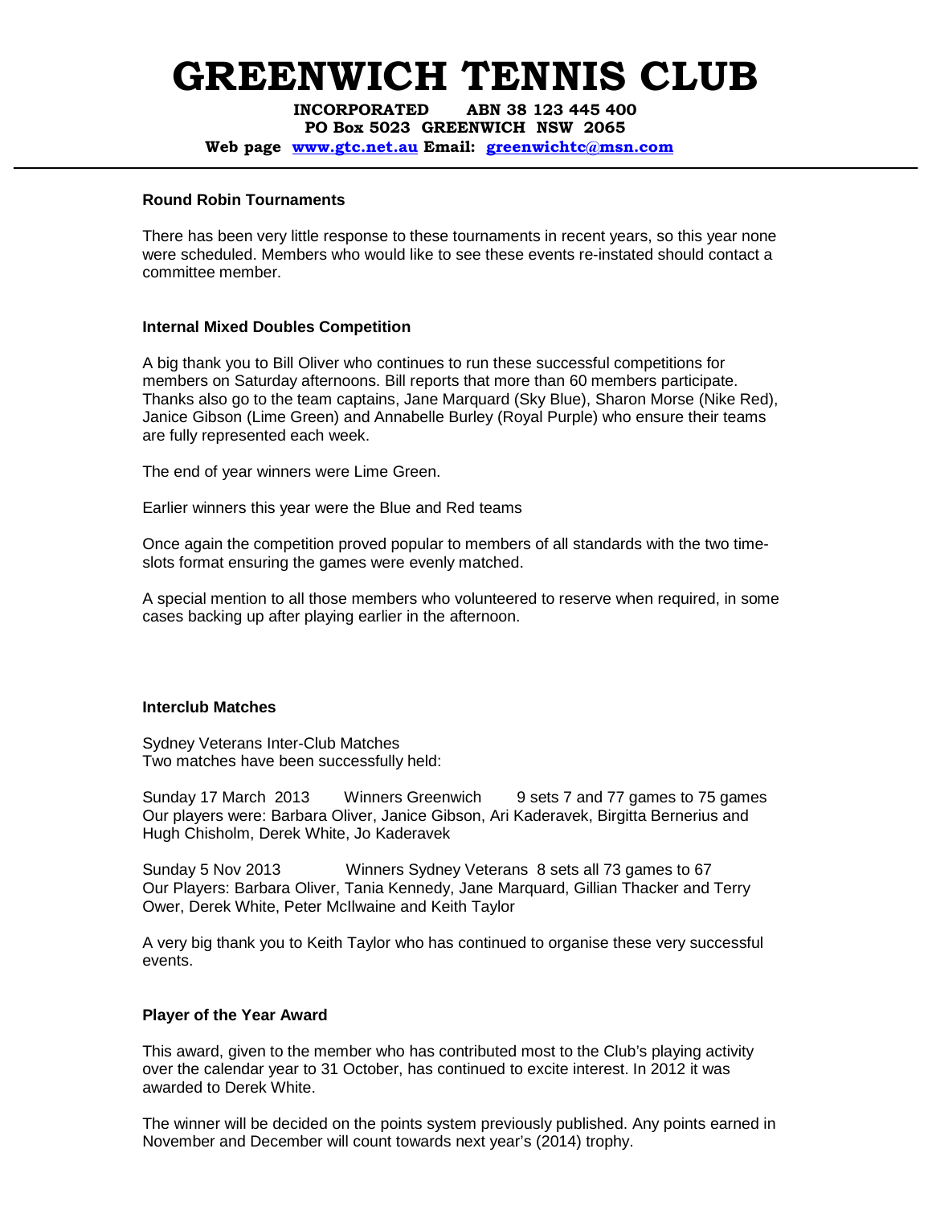# GREENWICH TENNIS CLUB

**INCORPORATED ABN 38 123 445 400**
**PO Box 5023 GREENWICH NSW 2065**
**Web page [www.gtc.net.au](http://www.gtc.net.au) Email: [greenwichtc@msn.com](mailto:greenwichtc@msn.com)**

---

### Round Robin Tournaments

There has been very little response to these tournaments in recent years, so this year none were scheduled. Members who would like to see these events re-instated should contact a committee member.

### Internal Mixed Doubles Competition

A big thank you to Bill Oliver who continues to run these successful competitions for members on Saturday afternoons. Bill reports that more than 60 members participate. Thanks also go to the team captains, Jane Marquard (Sky Blue), Sharon Morse (Nike Red), Janice Gibson (Lime Green) and Annabelle Burley (Royal Purple) who ensure their teams are fully represented each week.

The end of year winners were Lime Green.

Earlier winners this year were the Blue and Red teams

Once again the competition proved popular to members of all standards with the two time-slots format ensuring the games were evenly matched.

A special mention to all those members who volunteered to reserve when required, in some cases backing up after playing earlier in the afternoon.

### Interclub Matches

Sydney Veterans Inter-Club Matches
Two matches have been successfully held:

Sunday 17 March 2013 Winners Greenwich 9 sets 7 and 77 games to 75 games
Our players were: Barbara Oliver, Janice Gibson, Ari Kaderavek, Birgitta Bernerius and Hugh Chisholm, Derek White, Jo Kaderavek

Sunday 5 Nov 2013 Winners Sydney Veterans 8 sets all 73 games to 67
Our Players: Barbara Oliver, Tania Kennedy, Jane Marquard, Gillian Thacker and Terry Ower, Derek White, Peter McIlwaine and Keith Taylor

A very big thank you to Keith Taylor who has continued to organise these very successful events.

### Player of the Year Award

This award, given to the member who has contributed most to the Club's playing activity over the calendar year to 31 October, has continued to excite interest. In 2012 it was awarded to Derek White.

The winner will be decided on the points system previously published. Any points earned in November and December will count towards next year's (2014) trophy.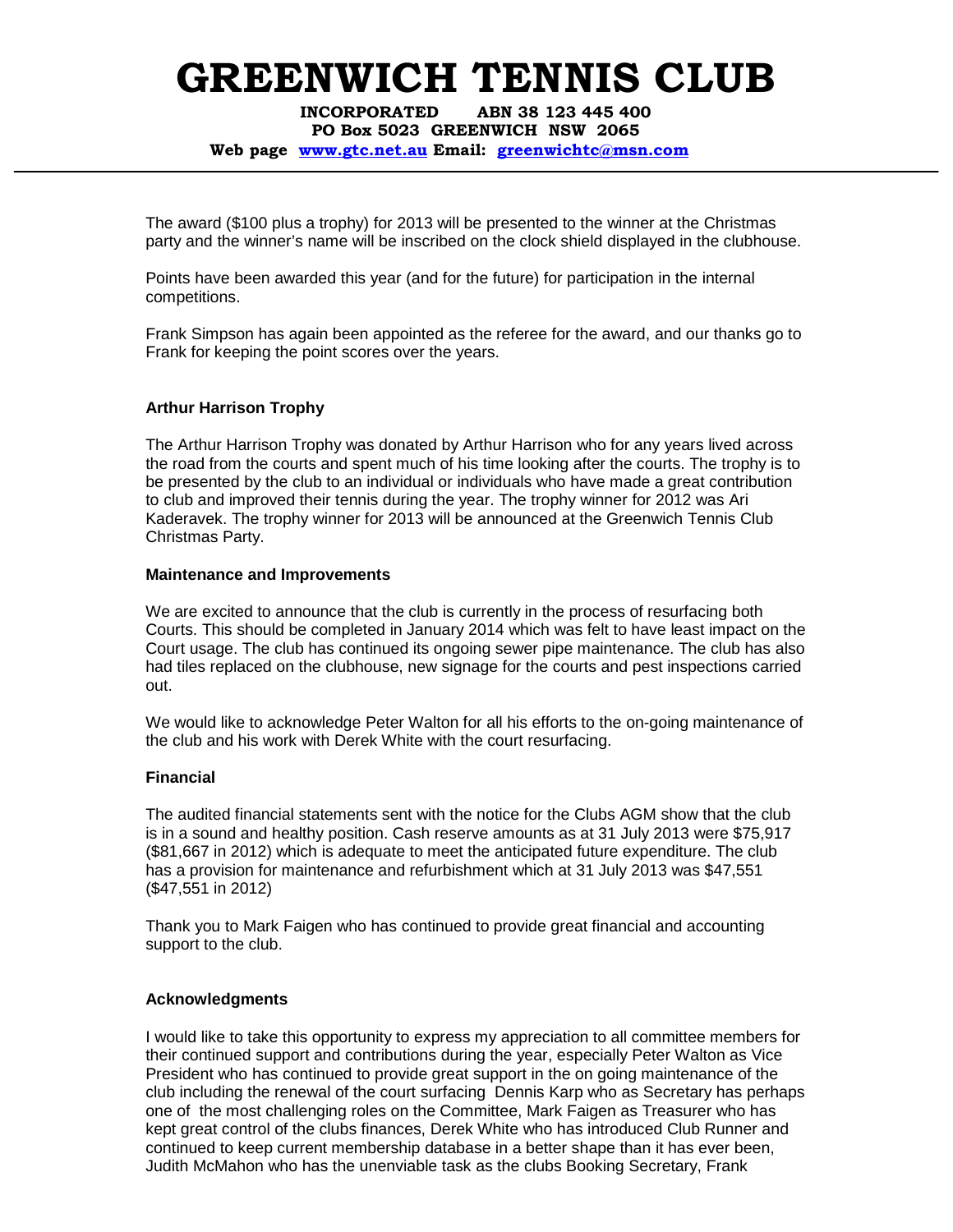The award ($100 plus a trophy) for 2013 will be presented to the winner at the Christmas party and the winner's name will be inscribed on the clock shield displayed in the clubhouse.

Points have been awarded this year (and for the future) for participation in the internal competitions.

Frank Simpson has again been appointed as the referee for the award, and our thanks go to Frank for keeping the point scores over the years.

**Arthur Harrison Trophy**

The Arthur Harrison Trophy was donated by Arthur Harrison who for any years lived across the road from the courts and spent much of his time looking after the courts. The trophy is to be presented by the club to an individual or individuals who have made a great contribution to club and improved their tennis during the year. The trophy winner for 2012 was Ari Kaderavek. The trophy winner for 2013 will be announced at the Greenwich Tennis Club Christmas Party.

**Maintenance and Improvements**

We are excited to announce that the club is currently in the process of resurfacing both Courts. This should be completed in January 2014 which was felt to have least impact on the Court usage. The club has continued its ongoing sewer pipe maintenance. The club has also had tiles replaced on the clubhouse, new signage for the courts and pest inspections carried out.

We would like to acknowledge Peter Walton for all his efforts to the on-going maintenance of the club and his work with Derek White with the court resurfacing.

**Financial**

The audited financial statements sent with the notice for the Clubs AGM show that the club is in a sound and healthy position. Cash reserve amounts as at 31 July 2013 were $75,917 ($81,667 in 2012) which is adequate to meet the anticipated future expenditure. The club has a provision for maintenance and refurbishment which at 31 July 2013 was $47,551 ($47,551 in 2012)

Thank you to Mark Faigen who has continued to provide great financial and accounting support to the club.

**Acknowledgments**

I would like to take this opportunity to express my appreciation to all committee members for their continued support and contributions during the year, especially Peter Walton as Vice President who has continued to provide great support in the on going maintenance of the club including the renewal of the court surfacing Dennis Karp who as Secretary has perhaps one of the most challenging roles on the Committee, Mark Faigen as Treasurer who has kept great control of the clubs finances, Derek White who has introduced Club Runner and continued to keep current membership database in a better shape than it has ever been, Judith McMahon who has the unenviable task as the clubs Booking Secretary, Frank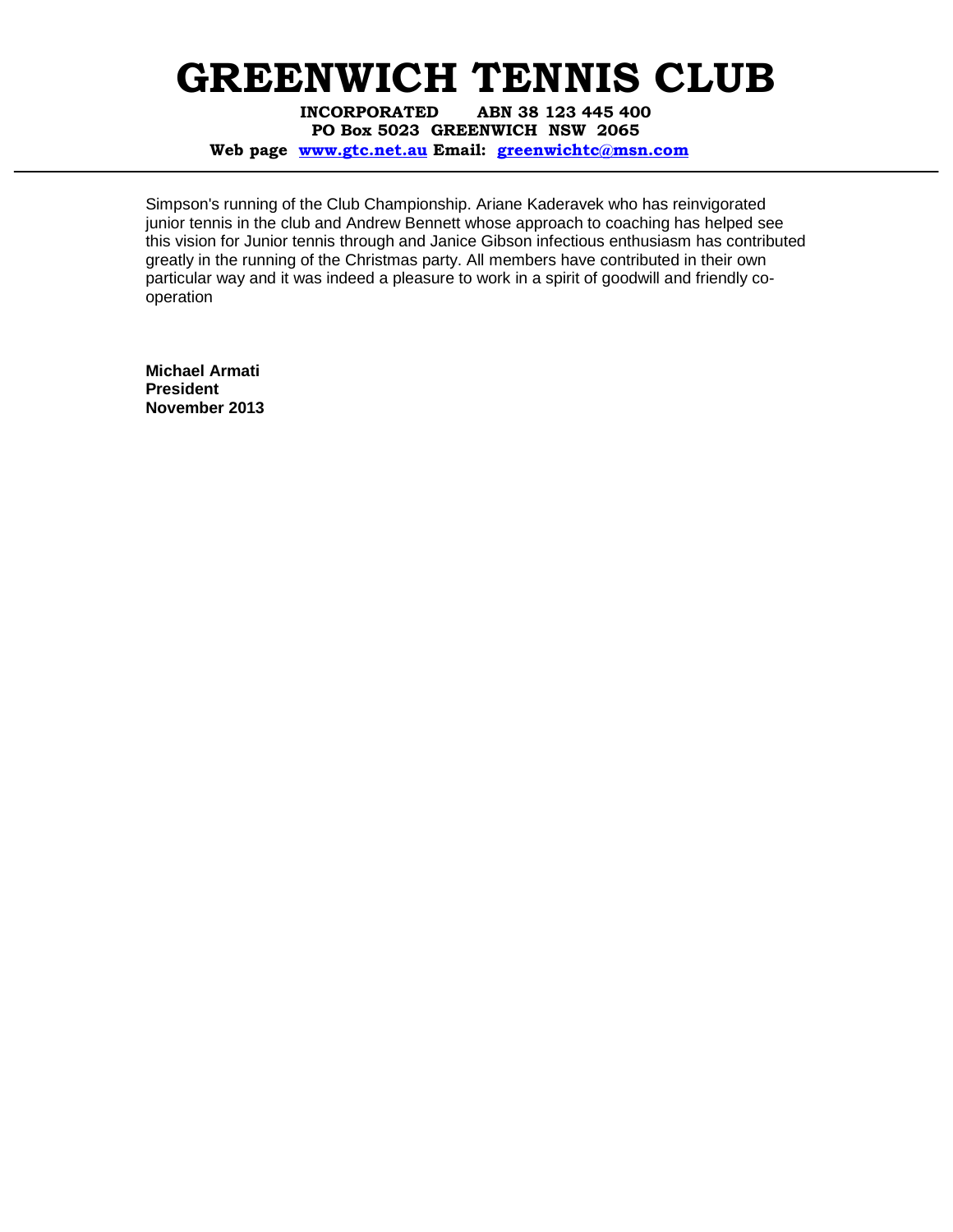# GREENWICH TENNIS CLUB

**INCORPORATED ABN 38 123 445 400**
**PO Box 5023 GREENWICH NSW 2065**
**Web page [www.gtc.net.au](http://www.gtc.net.au) Email: [greenwichtc@msn.com](mailto:greenwichtc@msn.com)**

---

Simpson's running of the Club Championship. Ariane Kaderavek who has reinvigorated junior tennis in the club and Andrew Bennett whose approach to coaching has helped see this vision for Junior tennis through and Janice Gibson infectious enthusiasm has contributed greatly in the running of the Christmas party. All members have contributed in their own particular way and it was indeed a pleasure to work in a spirit of goodwill and friendly co-operation

**Michael Armati**
**President**
**November 2013**